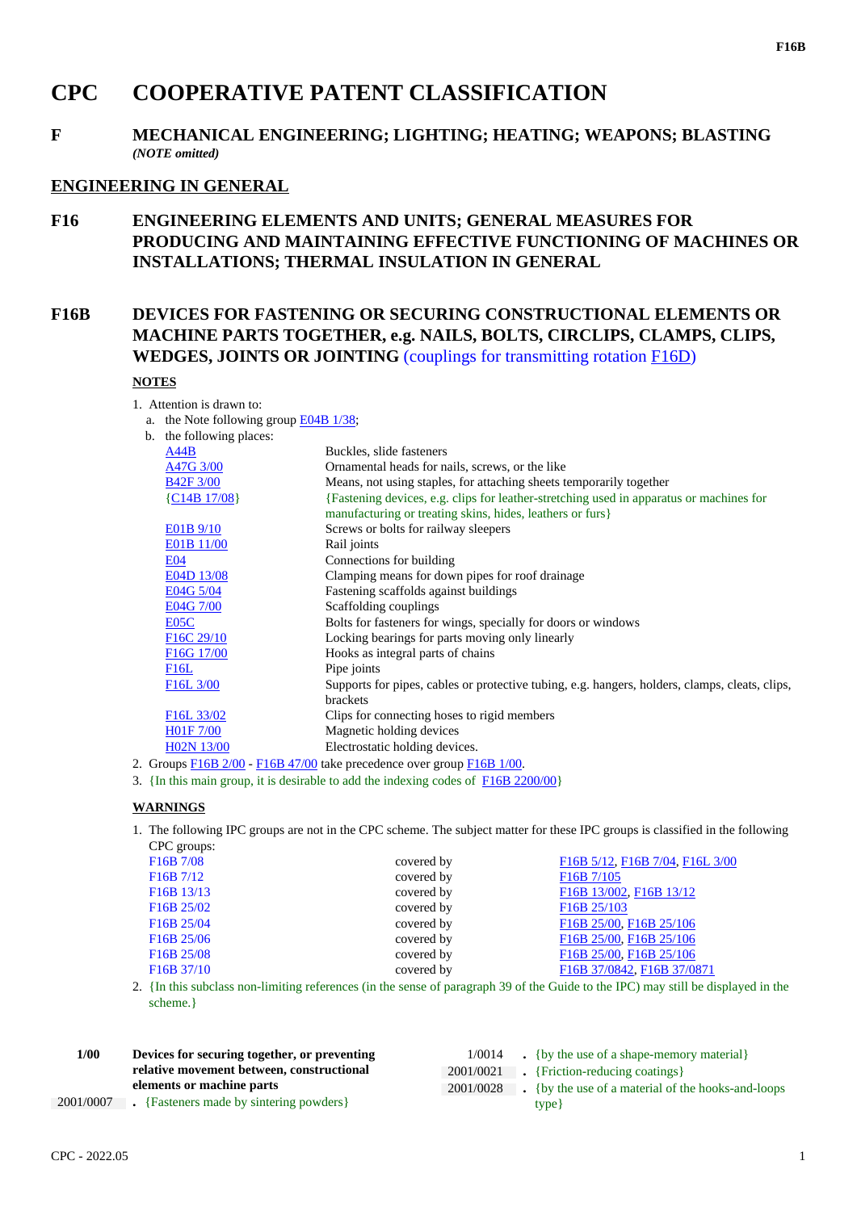# CPC COOPERATIVE PATENT CLASSIFICATION

## F MECHANICAL ENGINEERING; LIGHTING; HEATING; WEAPONS; BLASTING

*(NOTE omitted)*

## ENGINEERING IN GENERAL

## F16 ENGINEERING ELEMENTS AND UNITS; GENERAL MEASURES FOR PRODUCING AND MAINTAINING EFFECTIVE FUNCTIONING OF MACHINES OR INSTALLATIONS; THERMAL INSULATION IN GENERAL

## F16B DEVICES FOR FASTENING OR SECURING CONSTRUCTIONAL ELEMENTS OR MACHINE PARTS TOGETHER, e.g. NAILS, BOLTS, CIRCLIPS, CLAMPS, CLIPS, WEDGES, JOINTS OR JOINTING (couplings for transmitting rotation F16D)

### NOTES

1. Attention is drawn to:
   a. the Note following group E04B 1/38;
   b. the following places:

| | |
|---|---|
| A44B | Buckles, slide fasteners |
| A47G 3/00 | Ornamental heads for nails, screws, or the like |
| B42F 3/00 | Means, not using staples, for attaching sheets temporarily together |
| {C14B 17/08} | {Fastening devices, e.g. clips for leather-stretching used in apparatus or machines for manufacturing or treating skins, hides, leathers or furs} |
| E01B 9/10 | Screws or bolts for railway sleepers |
| E01B 11/00 | Rail joints |
| E04 | Connections for building |
| E04D 13/08 | Clamping means for down pipes for roof drainage |
| E04G 5/04 | Fastening scaffolds against buildings |
| E04G 7/00 | Scaffolding couplings |
| E05C | Bolts for fasteners for wings, specially for doors or windows |
| F16C 29/10 | Locking bearings for parts moving only linearly |
| F16G 17/00 | Hooks as integral parts of chains |
| F16L | Pipe joints |
| F16L 3/00 | Supports for pipes, cables or protective tubing, e.g. hangers, holders, clamps, cleats, clips, brackets |
| F16L 33/02 | Clips for connecting hoses to rigid members |
| H01F 7/00 | Magnetic holding devices |
| H02N 13/00 | Electrostatic holding devices. |

2. Groups F16B 2/00 - F16B 47/00 take precedence over group F16B 1/00.
3. {In this main group, it is desirable to add the indexing codes of F16B 2200/00}

### WARNINGS

1. The following IPC groups are not in the CPC scheme. The subject matter for these IPC groups is classified in the following CPC groups:

| | | |
|---|---|---|
| F16B 7/08 | covered by | F16B 5/12, F16B 7/04, F16L 3/00 |
| F16B 7/12 | covered by | F16B 7/105 |
| F16B 13/13 | covered by | F16B 13/002, F16B 13/12 |
| F16B 25/02 | covered by | F16B 25/103 |
| F16B 25/04 | covered by | F16B 25/00, F16B 25/106 |
| F16B 25/06 | covered by | F16B 25/00, F16B 25/106 |
| F16B 25/08 | covered by | F16B 25/00, F16B 25/106 |
| F16B 37/10 | covered by | F16B 37/0842, F16B 37/0871 |

2. {In this subclass non-limiting references (in the sense of paragraph 39 of the Guide to the IPC) may still be displayed in the scheme.}

| | |
|---|---|
| **1/00** | **Devices for securing together, or preventing relative movement between, constructional elements or machine parts** |
| 2001/0007 | . {Fasteners made by sintering powders} |
| 1/0014 | . {by the use of a shape-memory material} |
| 2001/0021 | . {Friction-reducing coatings} |
| 2001/0028 | . {by the use of a material of the hooks-and-loops type} |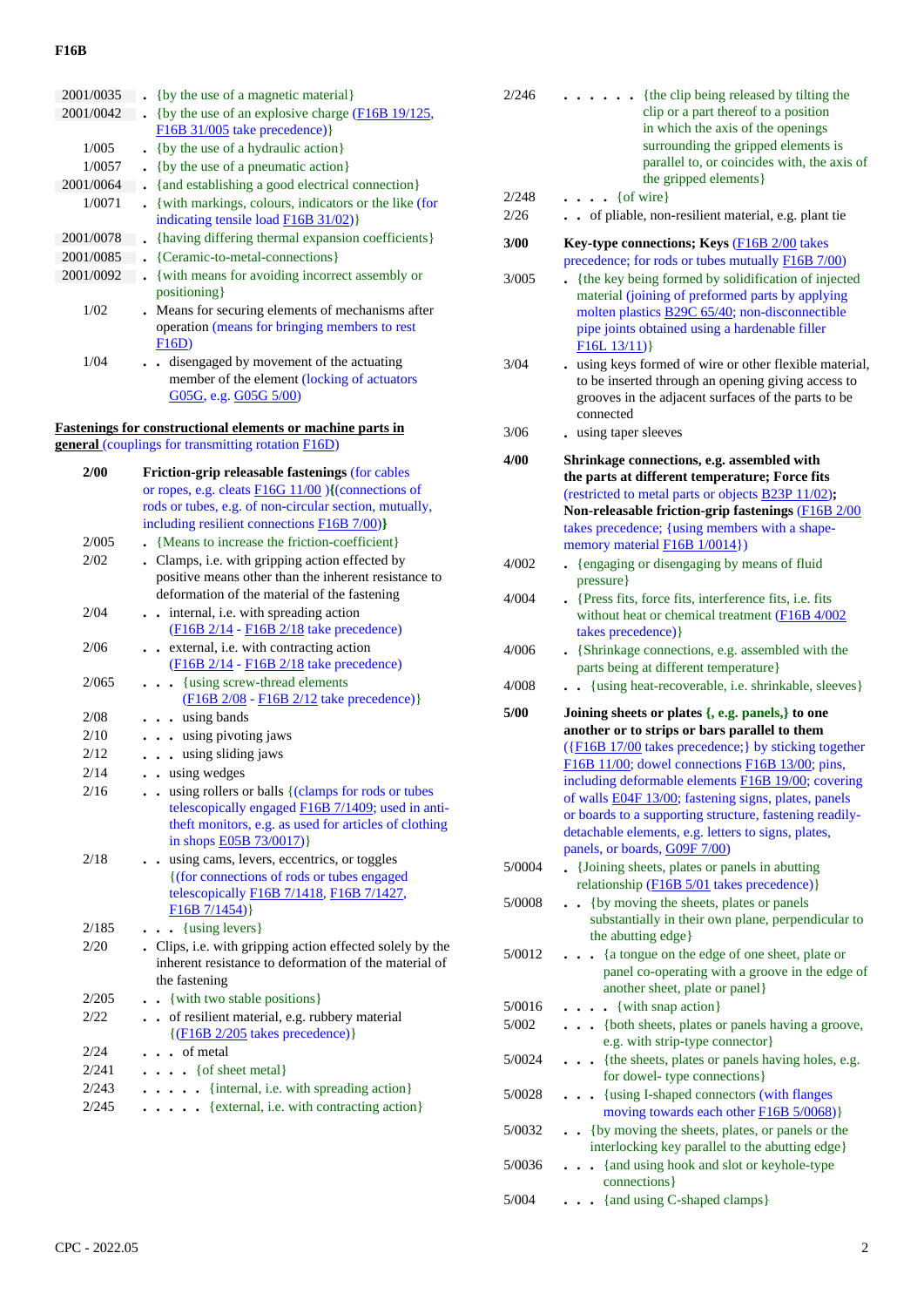| | |
|---|---|
| 2001/0035 | . {by the use of a magnetic material} |
| 2001/0042 | . {by the use of an explosive charge (F16B 19/125, F16B 31/005 take precedence)} |
| 1/005 | . {by the use of a hydraulic action} |
| 1/0057 | . {by the use of a pneumatic action} |
| 2001/0064 | . {and establishing a good electrical connection} |
| 1/0071 | . {with markings, colours, indicators or the like (for indicating tensile load F16B 31/02)} |
| 2001/0078 | . {having differing thermal expansion coefficients} |
| 2001/0085 | . {Ceramic-to-metal-connections} |
| 2001/0092 | . {with means for avoiding incorrect assembly or positioning} |
| 1/02 | . Means for securing elements of mechanisms after operation (means for bringing members to rest F16D) |
| 1/04 | . . disengaged by movement of the actuating member of the element (locking of actuators G05G, e.g. G05G 5/00) |

**Fastenings for constructional elements or machine parts in general** (couplings for transmitting rotation F16D)

| | |
|---|---|
| **2/00** | **Friction-grip releasable fastenings** (for cables or ropes, e.g. cleats F16G 11/00 ){(connections of rods or tubes, e.g. of non-circular section, mutually, including resilient connections F16B 7/00)} |
| 2/005 | . {Means to increase the friction-coefficient} |
| 2/02 | . Clamps, i.e. with gripping action effected by positive means other than the inherent resistance to deformation of the material of the fastening |
| 2/04 | . . internal, i.e. with spreading action (F16B 2/14 - F16B 2/18 take precedence) |
| 2/06 | . . external, i.e. with contracting action (F16B 2/14 - F16B 2/18 take precedence) |
| 2/065 | . . . {using screw-thread elements (F16B 2/08 - F16B 2/12 take precedence)} |
| 2/08 | . . . using bands |
| 2/10 | . . . using pivoting jaws |
| 2/12 | . . . using sliding jaws |
| 2/14 | . . using wedges |
| 2/16 | . . using rollers or balls {(clamps for rods or tubes telescopically engaged F16B 7/1409; used in anti-theft monitors, e.g. as used for articles of clothing in shops E05B 73/0017)} |
| 2/18 | . . using cams, levers, eccentrics, or toggles {(for connections of rods or tubes engaged telescopically F16B 7/1418, F16B 7/1427, F16B 7/1454)} |
| 2/185 | . . . {using levers} |
| 2/20 | . Clips, i.e. with gripping action effected solely by the inherent resistance to deformation of the material of the fastening |
| 2/205 | . . {with two stable positions} |
| 2/22 | . . of resilient material, e.g. rubbery material {(F16B 2/205 takes precedence)} |
| 2/24 | . . . of metal |
| 2/241 | . . . . {of sheet metal} |
| 2/243 | . . . . . {internal, i.e. with spreading action} |
| 2/245 | . . . . . {external, i.e. with contracting action} |
| 2/246 | . . . . . . {the clip being released by tilting the clip or a part thereof to a position in which the axis of the openings surrounding the gripped elements is parallel to, or coincides with, the axis of the gripped elements} |
| 2/248 | . . . . {of wire} |
| 2/26 | . . of pliable, non-resilient material, e.g. plant tie |
| **3/00** | **Key-type connections; Keys** (F16B 2/00 takes precedence; for rods or tubes mutually F16B 7/00) |
| 3/005 | . {the key being formed by solidification of injected material (joining of preformed parts by applying molten plastics B29C 65/40; non-disconnectible pipe joints obtained using a hardenable filler F16L 13/11)} |
| 3/04 | . using keys formed of wire or other flexible material, to be inserted through an opening giving access to grooves in the adjacent surfaces of the parts to be connected |
| 3/06 | . using taper sleeves |
| **4/00** | **Shrinkage connections, e.g. assembled with the parts at different temperature; Force fits** (restricted to metal parts or objects B23P 11/02)**; Non-releasable friction-grip fastenings** (F16B 2/00 takes precedence; {using members with a shape-memory material F16B 1/0014}) |
| 4/002 | . {engaging or disengaging by means of fluid pressure} |
| 4/004 | . {Press fits, force fits, interference fits, i.e. fits without heat or chemical treatment (F16B 4/002 takes precedence)} |
| 4/006 | . {Shrinkage connections, e.g. assembled with the parts being at different temperature} |
| 4/008 | . . {using heat-recoverable, i.e. shrinkable, sleeves} |
| **5/00** | **Joining sheets or plates {, e.g. panels,} to one another or to strips or bars parallel to them** ({F16B 17/00 takes precedence;} by sticking together F16B 11/00; dowel connections F16B 13/00; pins, including deformable elements F16B 19/00; covering of walls E04F 13/00; fastening signs, plates, panels or boards to a supporting structure, fastening readily-detachable elements, e.g. letters to signs, plates, panels, or boards, G09F 7/00) |
| 5/0004 | . {Joining sheets, plates or panels in abutting relationship (F16B 5/01 takes precedence)} |
| 5/0008 | . . {by moving the sheets, plates or panels substantially in their own plane, perpendicular to the abutting edge} |
| 5/0012 | . . . {a tongue on the edge of one sheet, plate or panel co-operating with a groove in the edge of another sheet, plate or panel} |
| 5/0016 | . . . . {with snap action} |
| 5/002 | . . . {both sheets, plates or panels having a groove, e.g. with strip-type connector} |
| 5/0024 | . . . {the sheets, plates or panels having holes, e.g. for dowel- type connections} |
| 5/0028 | . . . {using I-shaped connectors (with flanges moving towards each other F16B 5/0068)} |
| 5/0032 | . . {by moving the sheets, plates, or panels or the interlocking key parallel to the abutting edge} |
| 5/0036 | . . . {and using hook and slot or keyhole-type connections} |
| 5/004 | . . . {and using C-shaped clamps} |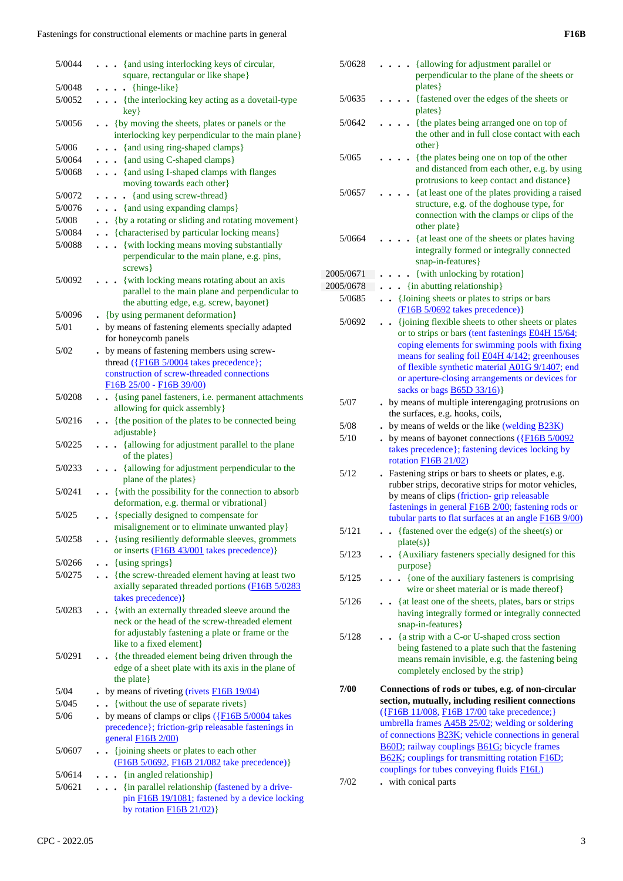| | |
|---|---|
| 5/0044 | . . . {and using interlocking keys of circular, square, rectangular or like shape} |
| 5/0048 | . . . . {hinge-like} |
| 5/0052 | . . . {the interlocking key acting as a dovetail-type key} |
| 5/0056 | . . {by moving the sheets, plates or panels or the interlocking key perpendicular to the main plane} |
| 5/006 | . . . {and using ring-shaped clamps} |
| 5/0064 | . . . {and using C-shaped clamps} |
| 5/0068 | . . . {and using I-shaped clamps with flanges moving towards each other} |
| 5/0072 | . . . . {and using screw-thread} |
| 5/0076 | . . . {and using expanding clamps} |
| 5/008 | . . {by a rotating or sliding and rotating movement} |
| 5/0084 | . . {characterised by particular locking means} |
| 5/0088 | . . . {with locking means moving substantially perpendicular to the main plane, e.g. pins, screws} |
| 5/0092 | . . . {with locking means rotating about an axis parallel to the main plane and perpendicular to the abutting edge, e.g. screw, bayonet} |
| 5/0096 | . {by using permanent deformation} |
| 5/01 | . by means of fastening elements specially adapted for honeycomb panels |
| 5/02 | . by means of fastening members using screw-thread ({F16B 5/0004 takes precedence}; construction of screw-threaded connections F16B 25/00 - F16B 39/00) |
| 5/0208 | . . {using panel fasteners, i.e. permanent attachments allowing for quick assembly} |
| 5/0216 | . . {the position of the plates to be connected being adjustable} |
| 5/0225 | . . . {allowing for adjustment parallel to the plane of the plates} |
| 5/0233 | . . . {allowing for adjustment perpendicular to the plane of the plates} |
| 5/0241 | . . {with the possibility for the connection to absorb deformation, e.g. thermal or vibrational} |
| 5/025 | . . {specially designed to compensate for misalignement or to eliminate unwanted play} |
| 5/0258 | . . {using resiliently deformable sleeves, grommets or inserts (F16B 43/001 takes precedence)} |
| 5/0266 | . . {using springs} |
| 5/0275 | . . {the screw-threaded element having at least two axially separated threaded portions (F16B 5/0283 takes precedence)} |
| 5/0283 | . . {with an externally threaded sleeve around the neck or the head of the screw-threaded element for adjustably fastening a plate or frame or the like to a fixed element} |
| 5/0291 | . . {the threaded element being driven through the edge of a sheet plate with its axis in the plane of the plate} |
| 5/04 | . by means of riveting (rivets F16B 19/04) |
| 5/045 | . . {without the use of separate rivets} |
| 5/06 | . by means of clamps or clips ({F16B 5/0004 takes precedence}; friction-grip releasable fastenings in general F16B 2/00) |
| 5/0607 | . . {joining sheets or plates to each other (F16B 5/0692, F16B 21/082 take precedence)} |
| 5/0614 | . . . {in angled relationship} |
| 5/0621 | . . . {in parallel relationship (fastened by a drive-pin F16B 19/1081; fastened by a device locking by rotation F16B 21/02)} |
| 5/0628 | . . . . {allowing for adjustment parallel or perpendicular to the plane of the sheets or plates} |
| 5/0635 | . . . . {fastened over the edges of the sheets or plates} |
| 5/0642 | . . . . {the plates being arranged one on top of the other and in full close contact with each other} |
| 5/065 | . . . . {the plates being one on top of the other and distanced from each other, e.g. by using protrusions to keep contact and distance} |
| 5/0657 | . . . . {at least one of the plates providing a raised structure, e.g. of the doghouse type, for connection with the clamps or clips of the other plate} |
| 5/0664 | . . . . {at least one of the sheets or plates having integrally formed or integrally connected snap-in-features} |
| 2005/0671 | . . . . {with unlocking by rotation} |
| 2005/0678 | . . . {in abutting relationship} |
| 5/0685 | . . {Joining sheets or plates to strips or bars (F16B 5/0692 takes precedence)} |
| 5/0692 | . . {joining flexible sheets to other sheets or plates or to strips or bars (tent fastenings E04H 15/64; coping elements for swimming pools with fixing means for sealing foil E04H 4/142; greenhouses of flexible synthetic material A01G 9/1407; end or aperture-closing arrangements or devices for sacks or bags B65D 33/16)} |
| 5/07 | . by means of multiple interengaging protrusions on the surfaces, e.g. hooks, coils, |
| 5/08 | . by means of welds or the like (welding B23K) |
| 5/10 | . by means of bayonet connections ({F16B 5/0092 takes precedence}; fastening devices locking by rotation F16B 21/02) |
| 5/12 | . Fastening strips or bars to sheets or plates, e.g. rubber strips, decorative strips for motor vehicles, by means of clips (friction- grip releasable fastenings in general F16B 2/00; fastening rods or tubular parts to flat surfaces at an angle F16B 9/00) |
| 5/121 | . . {fastened over the edge(s) of the sheet(s) or plate(s)} |
| 5/123 | . . {Auxiliary fasteners specially designed for this purpose} |
| 5/125 | . . . {one of the auxiliary fasteners is comprising wire or sheet material or is made thereof} |
| 5/126 | . . {at least one of the sheets, plates, bars or strips having integrally formed or integrally connected snap-in-features} |
| 5/128 | . . {a strip with a C-or U-shaped cross section being fastened to a plate such that the fastening means remain invisible, e.g. the fastening being completely enclosed by the strip} |
| **7/00** | **Connections of rods or tubes, e.g. of non-circular section, mutually, including resilient connections** ({F16B 11/008, F16B 17/00 take precedence;} umbrella frames A45B 25/02; welding or soldering of connections B23K; vehicle connections in general B60D; railway couplings B61G; bicycle frames B62K; couplings for transmitting rotation F16D; couplings for tubes conveying fluids F16L) |
| 7/02 | . with conical parts |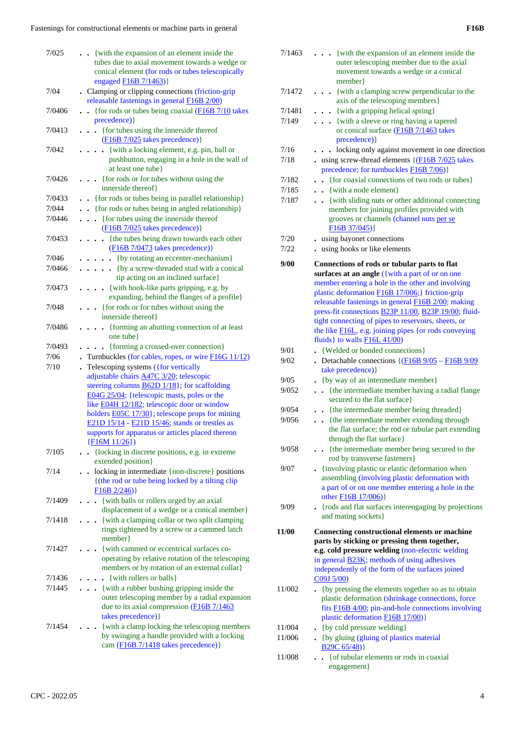| | |
|---|---|
| 7/025 | . . {with the expansion of an element inside the tubes due to axial movement towards a wedge or conical element (for rods or tubes telescopically engaged F16B 7/1463)} |
| 7/04 | . Clamping or clipping connections (friction-grip releasable fastenings in general F16B 2/00) |
| 7/0406 | . . {for rods or tubes being coaxial (F16B 7/10 takes precedence)} |
| 7/0413 | . . . {for tubes using the innerside thereof (F16B 7/025 takes precedence)} |
| 7/042 | . . . . {with a locking element, e.g. pin, ball or pushbutton, engaging in a hole in the wall of at least one tube} |
| 7/0426 | . . . {for rods or for tubes without using the innerside thereof} |
| 7/0433 | . . {for rods or tubes being in parallel relationship} |
| 7/044 | . . {for rods or tubes being in angled relationship} |
| 7/0446 | . . . {for tubes using the innerside thereof (F16B 7/025 takes precedence)} |
| 7/0453 | . . . . {the tubes being drawn towards each other (F16B 7/0473 takes precedence)} |
| 7/046 | . . . . . {by rotating an eccenter-mechanism} |
| 7/0466 | . . . . . {by a screw-threaded stud with a conical tip acting on an inclined surface} |
| 7/0473 | . . . . {with hook-like parts gripping, e.g. by expanding, behind the flanges of a profile} |
| 7/048 | . . . {for rods or for tubes without using the innerside thereof} |
| 7/0486 | . . . . {forming an abutting connection of at least one tube} |
| 7/0493 | . . . . {forming a crossed-over connection} |
| 7/06 | . Turnbuckles (for cables, ropes, or wire F16G 11/12) |
| 7/10 | . Telescoping systems ({for vertically adjustable chairs A47C 3/20; telescopic steering columns B62D 1/18}; for scaffolding E04G 25/04; {telescopic masts, poles or the like E04H 12/182; telescopic door or window holders E05C 17/30}; telescope props for mining E21D 15/14 - E21D 15/46; stands or trestles as supports for apparatus or articles placed thereon {F16M 11/26}) |
| 7/105 | . . {locking in discrete positions, e.g. in extreme extended position} |
| 7/14 | . . locking in intermediate {non-discrete} positions {(the rod or tube being locked by a tilting clip F16B 2/246)} |
| 7/1409 | . . . {with balls or rollers urged by an axial displacement of a wedge or a conical member} |
| 7/1418 | . . . {with a clamping collar or two split clamping rings tightened by a screw or a cammed latch member} |
| 7/1427 | . . . {with cammed or eccentrical surfaces co-operating by relative rotation of the telescoping members or by rotation of an external collar} |
| 7/1436 | . . . . {with rollers or balls} |
| 7/1445 | . . . {with a rubber bushing gripping inside the outer telescoping member by a radial expansion due to its axial compression (F16B 7/1463 takes precedence)} |
| 7/1454 | . . . {with a clamp locking the telescoping members by swinging a handle provided with a locking cam (F16B 7/1418 takes precedence)} |
| 7/1463 | . . . {with the expansion of an element inside the outer telescoping member due to the axial movement towards a wedge or a conical member} |
| 7/1472 | . . . {with a clamping screw perpendicular to the axis of the telescoping members} |
| 7/1481 | . . . {with a gripping helical spring} |
| 7/149 | . . . {with a sleeve or ring having a tapered or conical surface (F16B 7/1463 takes precedence)} |
| 7/16 | . . . locking only against movement in one direction |
| 7/18 | . using screw-thread elements {(F16B 7/025 takes precedence; for turnbuckles F16B 7/06)} |
| 7/182 | . . {for coaxial connections of two rods or tubes} |
| 7/185 | . . {with a node element} |
| 7/187 | . . {with sliding nuts or other additional connecting members for joining profiles provided with grooves or channels (channel nuts *per se* F16B 37/045)} |
| 7/20 | . using bayonet connections |
| 7/22 | . using hooks or like elements |
| **9/00** | **Connections of rods or tubular parts to flat surfaces at an angle** ({with a part of or on one member entering a hole in the other and involving plastic deformation F16B 17/006;} friction-grip releasable fastenings in general F16B 2/00; making press-fit connections B23P 11/00, B23P 19/00; fluid-tight connecting of pipes to reservoirs, sheets, or the like F16L, e.g. joining pipes {or rods conveying fluids} to walls F16L 41/00) |
| 9/01 | . {Welded or bonded connections} |
| 9/02 | . Detachable connections {(F16B 9/05 – F16B 9/09 take precedence)} |
| 9/05 | . {by way of an intermediate member} |
| 9/052 | . . {the intermediate member having a radial flange secured to the flat surface} |
| 9/054 | . . {the intermediate member being threaded} |
| 9/056 | . . {the intermediate member extending through the flat surface; the rod or tubular part extending through the flat surface} |
| 9/058 | . . {the intermediate member being secured to the rod by transverse fasteners} |
| 9/07 | . {involving plastic or elastic deformation when assembling (involving plastic deformation with a part of or on one member entering a hole in the other F16B 17/006)} |
| 9/09 | . {rods and flat surfaces interengaging by projections and mating sockets} |
| **11/00** | **Connecting constructional elements or machine parts by sticking or pressing them together, e.g. cold pressure welding** (non-electric welding in general B23K; methods of using adhesives independently of the form of the surfaces joined C09J 5/00) |
| 11/002 | . {by pressing the elements together so as to obtain plastic deformation (shrinkage connections, force fits F16B 4/00; pin-and-hole connections involving plastic deformation F16B 17/00)} |
| 11/004 | . {by cold pressure welding} |
| 11/006 | . {by gluing (gluing of plastics material B29C 65/48)} |
| 11/008 | . . {of tubular elements or rods in coaxial engagement} |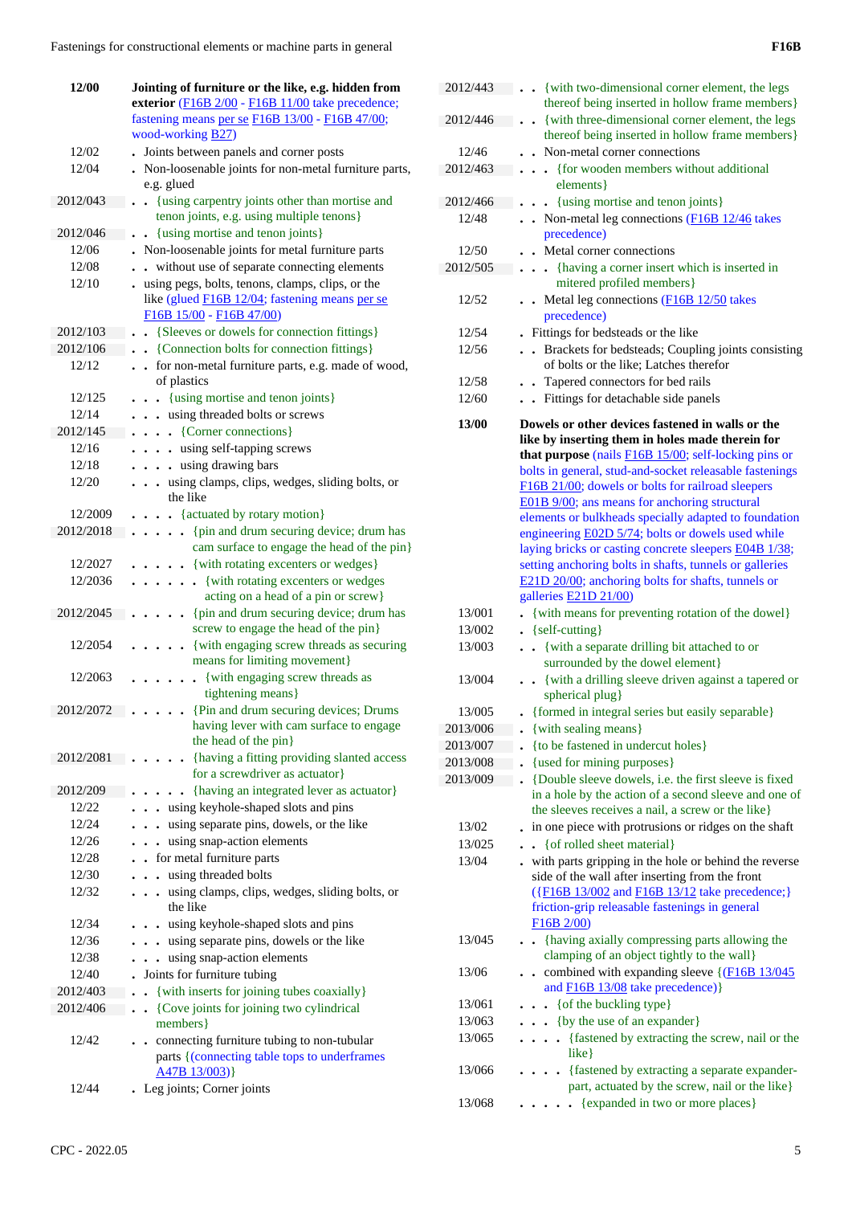| Code | Title |
|---|---|
| **12/00** | **Jointing of furniture or the like, e.g. hidden from exterior** (F16B 2/00 - F16B 11/00 take precedence; fastening means per se F16B 13/00 - F16B 47/00; wood-working B27) |
| 12/02 | . Joints between panels and corner posts |
| 12/04 | . Non-loosenable joints for non-metal furniture parts, e.g. glued |
| 2012/043 | . . {using carpentry joints other than mortise and tenon joints, e.g. using multiple tenons} |
| 2012/046 | . . {using mortise and tenon joints} |
| 12/06 | . Non-loosenable joints for metal furniture parts |
| 12/08 | . . without use of separate connecting elements |
| 12/10 | . using pegs, bolts, tenons, clamps, clips, or the like (glued F16B 12/04; fastening means per se F16B 15/00 - F16B 47/00) |
| 2012/103 | . . {Sleeves or dowels for connection fittings} |
| 2012/106 | . . {Connection bolts for connection fittings} |
| 12/12 | . . for non-metal furniture parts, e.g. made of wood, of plastics |
| 12/125 | . . . {using mortise and tenon joints} |
| 12/14 | . . . using threaded bolts or screws |
| 2012/145 | . . . . {Corner connections} |
| 12/16 | . . . . using self-tapping screws |
| 12/18 | . . . . using drawing bars |
| 12/20 | . . . using clamps, clips, wedges, sliding bolts, or the like |
| 12/2009 | . . . . {actuated by rotary motion} |
| 2012/2018 | . . . . . {pin and drum securing device; drum has cam surface to engage the head of the pin} |
| 12/2027 | . . . . . {with rotating excenters or wedges} |
| 12/2036 | . . . . . . {with rotating excenters or wedges acting on a head of a pin or screw} |
| 2012/2045 | . . . . . {pin and drum securing device; drum has screw to engage the head of the pin} |
| 12/2054 | . . . . . {with engaging screw threads as securing means for limiting movement} |
| 12/2063 | . . . . . . {with engaging screw threads as tightening means} |
| 2012/2072 | . . . . . {Pin and drum securing devices; Drums having lever with cam surface to engage the head of the pin} |
| 2012/2081 | . . . . . {having a fitting providing slanted access for a screwdriver as actuator} |
| 2012/209 | . . . . . {having an integrated lever as actuator} |
| 12/22 | . . . using keyhole-shaped slots and pins |
| 12/24 | . . . using separate pins, dowels, or the like |
| 12/26 | . . . using snap-action elements |
| 12/28 | . . for metal furniture parts |
| 12/30 | . . . using threaded bolts |
| 12/32 | . . . using clamps, clips, wedges, sliding bolts, or the like |
| 12/34 | . . . using keyhole-shaped slots and pins |
| 12/36 | . . . using separate pins, dowels or the like |
| 12/38 | . . . using snap-action elements |
| 12/40 | . Joints for furniture tubing |
| 2012/403 | . . {with inserts for joining tubes coaxially} |
| 2012/406 | . . {Cove joints for joining two cylindrical members} |
| 12/42 | . . connecting furniture tubing to non-tubular parts {(connecting table tops to underframes A47B 13/003)} |
| 12/44 | . Leg joints; Corner joints |
| 2012/443 | . . {with two-dimensional corner element, the legs thereof being inserted in hollow frame members} |
| 2012/446 | . . {with three-dimensional corner element, the legs thereof being inserted in hollow frame members} |
| 12/46 | . . Non-metal corner connections |
| 2012/463 | . . . {for wooden members without additional elements} |
| 2012/466 | . . . {using mortise and tenon joints} |
| 12/48 | . . Non-metal leg connections (F16B 12/46 takes precedence) |
| 12/50 | . . Metal corner connections |
| 2012/505 | . . . {having a corner insert which is inserted in mitered profiled members} |
| 12/52 | . . Metal leg connections (F16B 12/50 takes precedence) |
| 12/54 | . Fittings for bedsteads or the like |
| 12/56 | . . Brackets for bedsteads; Coupling joints consisting of bolts or the like; Latches therefor |
| 12/58 | . . Tapered connectors for bed rails |
| 12/60 | . . Fittings for detachable side panels |
| **13/00** | **Dowels or other devices fastened in walls or the like by inserting them in holes made therein for that purpose** (nails F16B 15/00; self-locking pins or bolts in general, stud-and-socket releasable fastenings F16B 21/00; dowels or bolts for railroad sleepers E01B 9/00; ans means for anchoring structural elements or bulkheads specially adapted to foundation engineering E02D 5/74; bolts or dowels used while laying bricks or casting concrete sleepers E04B 1/38; setting anchoring bolts in shafts, tunnels or galleries E21D 20/00; anchoring bolts for shafts, tunnels or galleries E21D 21/00) |
| 13/001 | . {with means for preventing rotation of the dowel} |
| 13/002 | . {self-cutting} |
| 13/003 | . . {with a separate drilling bit attached to or surrounded by the dowel element} |
| 13/004 | . . {with a drilling sleeve driven against a tapered or spherical plug} |
| 13/005 | . {formed in integral series but easily separable} |
| 2013/006 | . {with sealing means} |
| 2013/007 | . {to be fastened in undercut holes} |
| 2013/008 | . {used for mining purposes} |
| 2013/009 | . {Double sleeve dowels, i.e. the first sleeve is fixed in a hole by the action of a second sleeve and one of the sleeves receives a nail, a screw or the like} |
| 13/02 | . in one piece with protrusions or ridges on the shaft |
| 13/025 | . . {of rolled sheet material} |
| 13/04 | . with parts gripping in the hole or behind the reverse side of the wall after inserting from the front ({F16B 13/002 and F16B 13/12 take precedence;} friction-grip releasable fastenings in general F16B 2/00) |
| 13/045 | . . {having axially compressing parts allowing the clamping of an object tightly to the wall} |
| 13/06 | . . combined with expanding sleeve {(F16B 13/045 and F16B 13/08 take precedence)} |
| 13/061 | . . . {of the buckling type} |
| 13/063 | . . . {by the use of an expander} |
| 13/065 | . . . . {fastened by extracting the screw, nail or the like} |
| 13/066 | . . . . {fastened by extracting a separate expander-part, actuated by the screw, nail or the like} |
| 13/068 | . . . . . {expanded in two or more places} |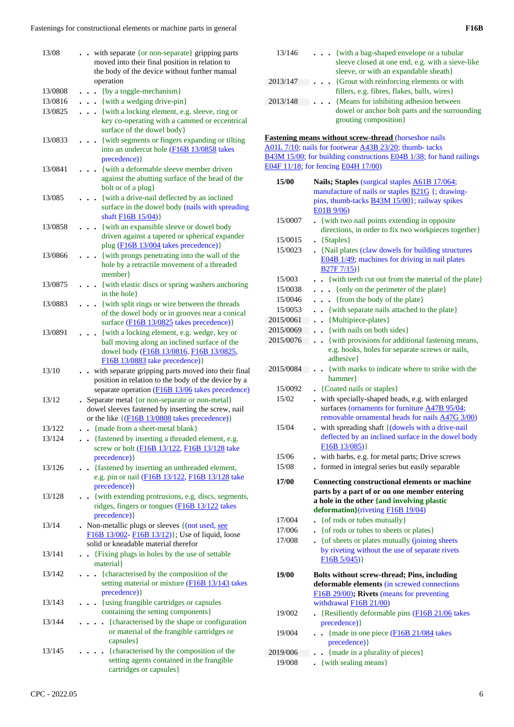| | | |
|---|---|---|
| 13/08 | . . | with separate {or non-separate} gripping parts moved into their final position in relation to the body of the device without further manual operation |
| 13/0808 | . . . | {by a toggle-mechanism} |
| 13/0816 | . . . | {with a wedging drive-pin} |
| 13/0825 | . . . | {with a locking element, e.g. sleeve, ring or key co-operating with a cammed or eccentrical surface of the dowel body} |
| 13/0833 | . . . | {with segments or fingers expanding or tilting into an undercut hole (F16B 13/0858 takes precedence)} |
| 13/0841 | . . . | {with a deformable sleeve member driven against the abutting surface of the head of the bolt or of a plug} |
| 13/085 | . . . | {with a drive-nail deflected by an inclined surface in the dowel body (nails with spreading shaft F16B 15/04)} |
| 13/0858 | . . . | {with an expansible sleeve or dowel body driven against a tapered or spherical expander plug (F16B 13/004 takes precedence)} |
| 13/0866 | . . . | {with prongs penetrating into the wall of the hole by a retractile movement of a threaded member} |
| 13/0875 | . . . | {with elastic discs or spring washers anchoring in the hole} |
| 13/0883 | . . . | {with split rings or wire between the threads of the dowel body or in grooves near a conical surface (F16B 13/0825 takes precedence)} |
| 13/0891 | . . . | {with a locking element, e.g. wedge, key or ball moving along an inclined surface of the dowel body (F16B 13/0816, F16B 13/0825, F16B 13/0883 take precedence)} |
| 13/10 | . . | with separate gripping parts moved into their final position in relation to the body of the device by a separate operation (F16B 13/06 takes precedence) |
| 13/12 | . | Separate metal {or non-separate or non-metal} dowel sleeves fastened by inserting the screw, nail or the like {(F16B 13/0808 takes precedence)} |
| 13/122 | . . | {made from a sheet-metal blank} |
| 13/124 | . . | {fastened by inserting a threaded element, e.g. screw or bolt (F16B 13/122, F16B 13/128 take precedence)} |
| 13/126 | . . | {fastened by inserting an unthreaded element, e.g. pin or nail (F16B 13/122, F16B 13/128 take precedence)} |
| 13/128 | . . | {with extending protrusions, e.g. discs, segments, ridges, fingers or tongues (F16B 13/122 takes precedence)} |
| 13/14 | . | Non-metallic plugs or sleeves {(not used, see F16B 13/002- F16B 13/12)}; Use of liquid, loose solid or kneadable material therefor |
| 13/141 | . . | {Fixing plugs in holes by the use of settable material} |
| 13/142 | . . . | {characterised by the composition of the setting material or mixture (F16B 13/143 takes precedence)} |
| 13/143 | . . . | {using frangible cartridges or capsules containing the setting components} |
| 13/144 | . . . . | {characterised by the shape or configuration or material of the frangible cartridges or capsules} |
| 13/145 | . . . . | {characterised by the composition of the setting agents contained in the frangible cartridges or capsules} |
| 13/146 | . . . | {with a bag-shaped envelope or a tubular sleeve closed at one end, e.g. with a sieve-like sleeve, or with an expandable sheath} |
| 2013/147 | . . . | {Grout with reinforcing elements or with fillers, e.g. fibres, flakes, balls, wires} |
| 2013/148 | . . . | {Means for inhibiting adhesion between dowel or anchor bolt parts and the surrounding grouting composition} |

**Fastening means without screw-thread** (horseshoe nails A01L 7/10; nails for footwear A43B 23/20; thumb- tacks B43M 15/00; for building constructions E04B 1/38; for hand railings E04F 11/18; for fencing E04H 17/00)

| | | |
|---|---|---|
| **15/00** | | **Nails; Staples** (surgical staples A61B 17/064; manufacture of nails or staples B21G {; drawing-pins, thumb-tacks B43M 15/00}; railway spikes E01B 9/06) |
| 15/0007 | . | {with two nail points extending in opposite directions, in order to fix two workpieces together} |
| 15/0015 | . | {Staples} |
| 15/0023 | . | {Nail plates (claw dowels for building structures E04B 1/49; machines for driving in nail plates B27F 7/15)} |
| 15/003 | . . | {with teeth cut out from the material of the plate} |
| 15/0038 | . . . | {only on the perimeter of the plate} |
| 15/0046 | . . . | {from the body of the plate} |
| 15/0053 | . . | {with separate nails attached to the plate} |
| 2015/0061 | . . | {Multipiece-plates} |
| 2015/0069 | . . | {with nails on both sides} |
| 2015/0076 | . . | {with provisions for additional fastening means, e.g. hooks, holes for separate screws or nails, adhesive} |
| 2015/0084 | . . | {with marks to indicate where to strike with the hammer} |
| 15/0092 | . | {Coated nails or staples} |
| 15/02 | . | with specially-shaped heads, e.g. with enlarged surfaces (ornaments for furniture A47B 95/04; removable ornamental heads for nails A47G 3/00) |
| 15/04 | . | with spreading shaft {(dowels with a drive-nail deflected by an inclined surface in the dowel body F16B 13/085)} |
| 15/06 | . | with barbs, e.g. for metal parts; Drive screws |
| 15/08 | . | formed in integral series but easily separable |
| **17/00** | | **Connecting constructional elements or machine parts by a part of or on one member entering a hole in the other {and involving plastic deformation}**(riveting F16B 19/04) |
| 17/004 | . | {of rods or tubes mutually} |
| 17/006 | . | {of rods or tubes to sheets or plates} |
| 17/008 | . | {of sheets or plates mutually (joining sheets by riveting without the use of separate rivets F16B 5/045)} |
| **19/00** | | **Bolts without screw-thread; Pins, including deformable elements** (in screwed connections F16B 29/00)**; Rivets** (means for preventing withdrawal F16B 21/00) |
| 19/002 | . | {Resiliently deformable pins (F16B 21/06 takes precedence)} |
| 19/004 | . . | {made in one piece (F16B 21/084 takes precedence)} |
| 2019/006 | . . | {made in a plurality of pieces} |
| 19/008 | . | {with sealing means} |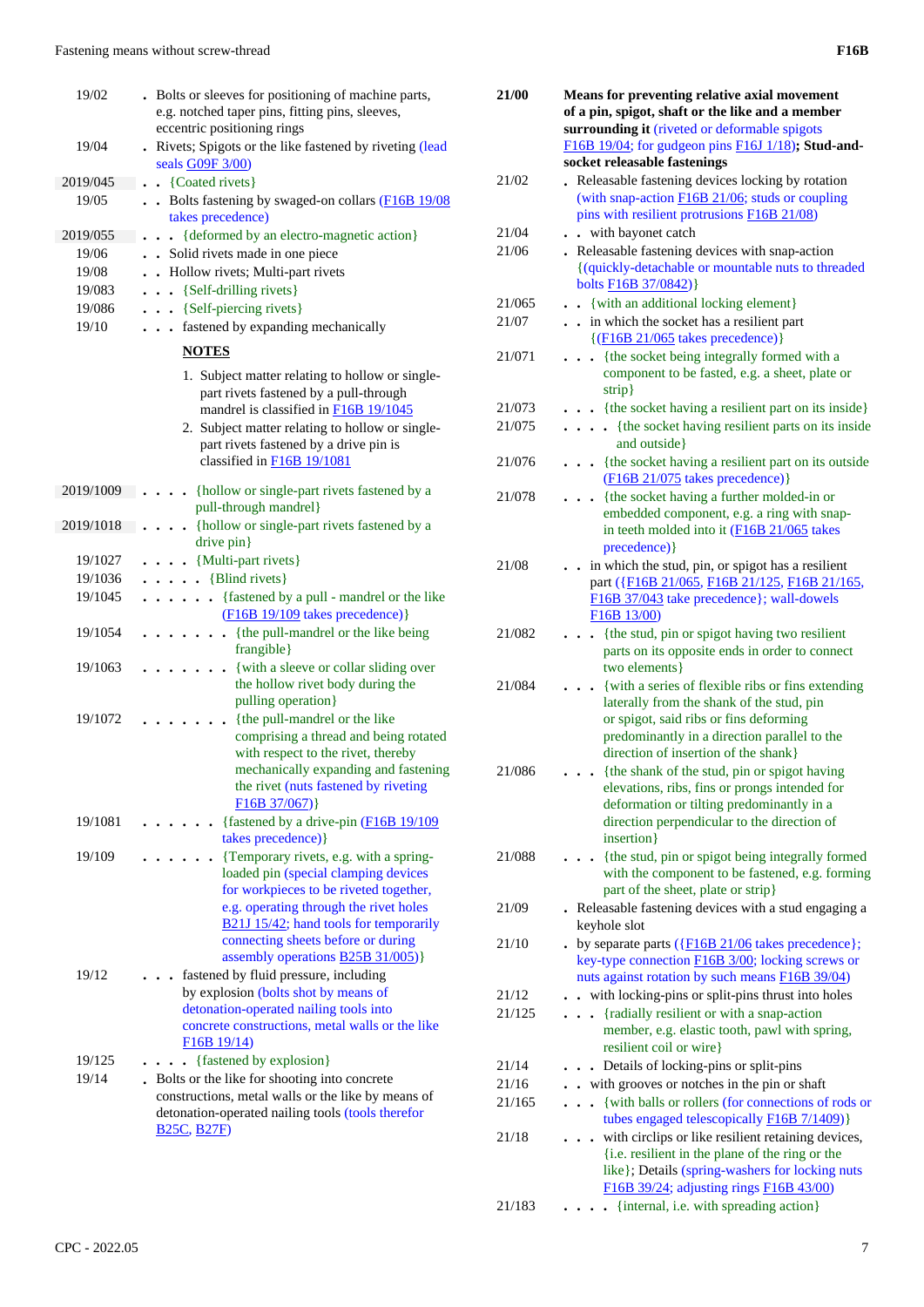19/02 . Bolts or sleeves for positioning of machine parts, e.g. notched taper pins, fitting pins, sleeves, eccentric positioning pins

19/04 . Rivets; Spigots or the like fastened by riveting (lead seals G09F 3/00)

2019/045 . . {Coated rivets}

19/05 . . Bolts fastening by swaged-on collars (F16B 19/08 takes precedence)

2019/055 . . . {deformed by an electro-magnetic action}

19/06 . . Solid rivets made in one piece

19/08 . . Hollow rivets; Multi-part rivets

19/083 . . . {Self-drilling rivets}

19/086 . . . {Self-piercing rivets}

19/10 . . . fastened by expanding mechanically

**NOTES**

1. Subject matter relating to hollow or single-part rivets fastened by a pull-through mandrel is classified in F16B 19/1045
2. Subject matter relating to hollow or single-part rivets fastened by a drive pin is classified in F16B 19/1081

2019/1009 . . . . {hollow or single-part rivets fastened by a pull-through mandrel}

2019/1018 . . . . {hollow or single-part rivets fastened by a drive pin}

19/1027 . . . . {Multi-part rivets}

19/1036 . . . . . {Blind rivets}

19/1045 . . . . . . {fastened by a pull - mandrel or the like (F16B 19/109 takes precedence)}

19/1054 . . . . . . . {the pull-mandrel or the like being frangible}

19/1063 . . . . . . . {with a sleeve or collar sliding over the hollow rivet body during the pulling operation}

19/1072 . . . . . . . {the pull-mandrel or the like comprising a thread and being rotated with respect to the rivet, thereby mechanically expanding and fastening the rivet (nuts fastened by riveting F16B 37/067)}

19/1081 . . . . . . {fastened by a drive-pin (F16B 19/109 takes precedence)}

19/109 . . . . . . {Temporary rivets, e.g. with a spring-loaded pin (special clamping devices for workpieces to be riveted together, e.g. operating through the rivet holes B21J 15/42; hand tools for temporarily connecting sheets before or during assembly operations B25B 31/005)}

19/12 . . . fastened by fluid pressure, including by explosion (bolts shot by means of detonation-operated nailing tools into concrete constructions, metal walls or the like F16B 19/14)

19/125 . . . . {fastened by explosion}

19/14 . Bolts or the like for shooting into concrete constructions, metal walls or the like by means of detonation-operated nailing tools (tools therefor B25C, B27F)

**21/00 Means for preventing relative axial movement of a pin, spigot, shaft or the like and a member surrounding it** (riveted or deformable spigots F16B 19/04; for gudgeon pins F16J 1/18)**; Stud-and-socket releasable fastenings**

21/02 . Releasable fastening devices locking by rotation (with snap-action F16B 21/06; studs or coupling pins with resilient protrusions F16B 21/08)

21/04 . . with bayonet catch

21/06 . Releasable fastening devices with snap-action {(quickly-detachable or mountable nuts to threaded bolts F16B 37/0842)}

21/065 . . {with an additional locking element}

21/07 . . in which the socket has a resilient part {(F16B 21/065 takes precedence)}

21/071 . . . {the socket being integrally formed with a component to be fasted, e.g. a sheet, plate or strip}

21/073 . . . {the socket having a resilient part on its inside}

21/075 . . . . {the socket having resilient parts on its inside and outside}

21/076 . . . {the socket having a resilient part on its outside (F16B 21/075 takes precedence)}

21/078 . . . {the socket having a further molded-in or embedded component, e.g. a ring with snap-in teeth molded into it (F16B 21/065 takes precedence)}

21/08 . . in which the stud, pin, or spigot has a resilient part ({F16B 21/065, F16B 21/125, F16B 21/165, F16B 37/043 take precedence}; wall-dowels F16B 13/00)

21/082 . . . {the stud, pin or spigot having two resilient parts on its opposite ends in order to connect two elements}

21/084 . . . {with a series of flexible ribs or fins extending laterally from the shank of the stud, pin or spigot, said ribs or fins deforming predominantly in a direction parallel to the direction of insertion of the shank}

21/086 . . . {the shank of the stud, pin or spigot having elevations, ribs, fins or prongs intended for deformation or tilting predominantly in a direction perpendicular to the direction of insertion}

21/088 . . . {the stud, pin or spigot being integrally formed with the component to be fastened, e.g. forming part of the sheet, plate or strip}

21/09 . Releasable fastening devices with a stud engaging a keyhole slot

21/10 . by separate parts ({F16B 21/06 takes precedence}; key-type connection F16B 3/00; locking screws or nuts against rotation by such means F16B 39/04)

21/12 . . with locking-pins or split-pins thrust into holes

21/125 . . . {radially resilient or with a snap-action member, e.g. elastic tooth, pawl with spring, resilient coil or wire}

21/14 . . . Details of locking-pins or split-pins

21/16 . . with grooves or notches in the pin or shaft

21/165 . . . {with balls or rollers (for connections of rods or tubes engaged telescopically F16B 7/1409)}

21/18 . . . with circlips or like resilient retaining devices, {i.e. resilient in the plane of the ring or the like}; Details (spring-washers for locking nuts F16B 39/24; adjusting rings F16B 43/00)

21/183 . . . . {internal, i.e. with spreading action}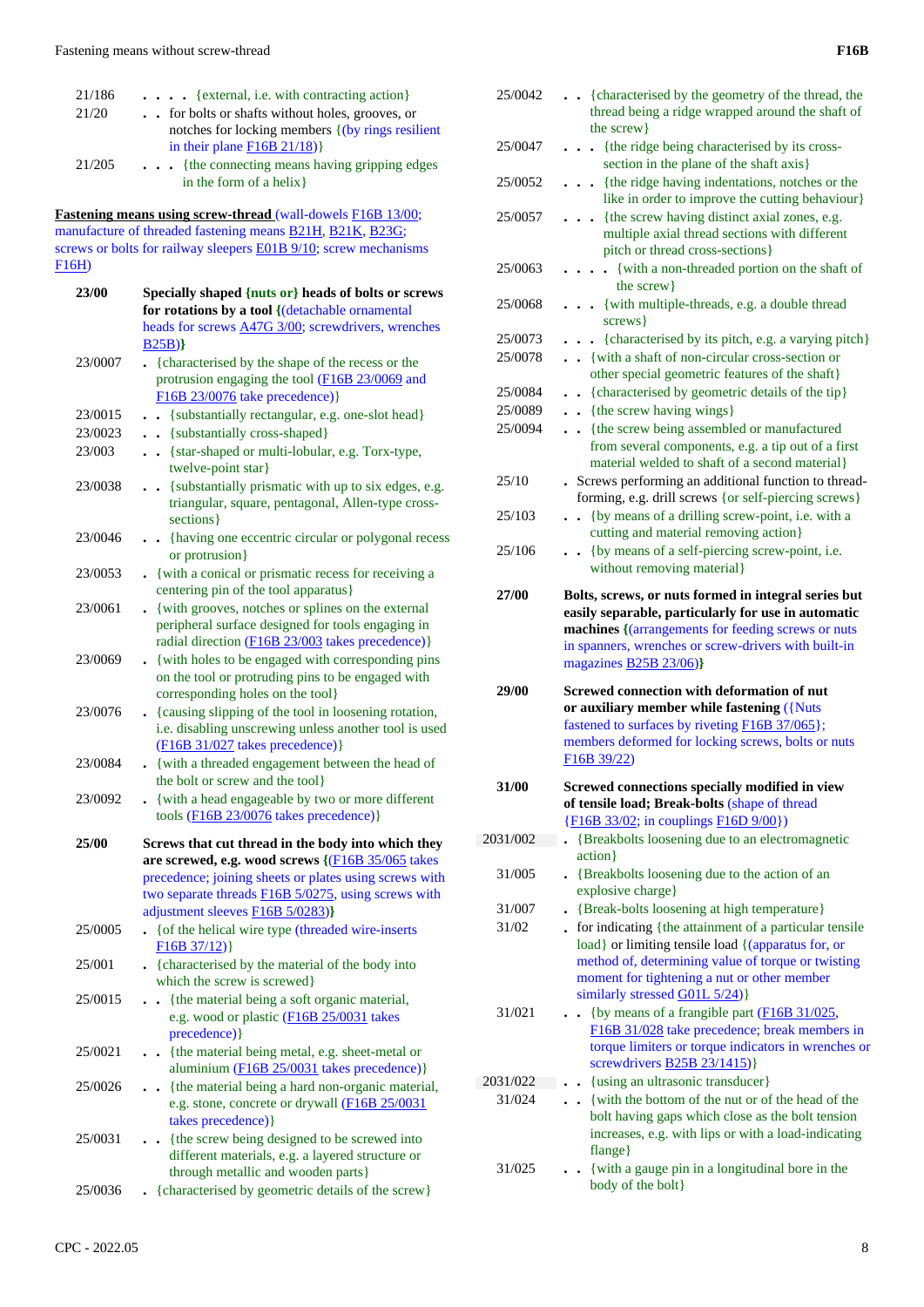| | |
|---|---|
| 21/186 | . . . . {external, i.e. with contracting action} |
| 21/20 | . . for bolts or shafts without holes, grooves, or notches for locking members {(by rings resilient in their plane F16B 21/18)} |
| 21/205 | . . . {the connecting means having gripping edges in the form of a helix} |

**Fastening means using screw-thread** (wall-dowels F16B 13/00; manufacture of threaded fastening means B21H, B21K, B23G; screws or bolts for railway sleepers E01B 9/10; screw mechanisms F16H)

| | |
|---|---|
| **23/00** | **Specially shaped {nuts or} heads of bolts or screws for rotations by a tool {**(detachable ornamental heads for screws A47G 3/00; screwdrivers, wrenches B25B)**}** |
| 23/0007 | . {characterised by the shape of the recess or the protrusion engaging the tool (F16B 23/0069 and F16B 23/0076 take precedence)} |
| 23/0015 | . . {substantially rectangular, e.g. one-slot head} |
| 23/0023 | . . {substantially cross-shaped} |
| 23/003 | . . {star-shaped or multi-lobular, e.g. Torx-type, twelve-point star} |
| 23/0038 | . . {substantially prismatic with up to six edges, e.g. triangular, square, pentagonal, Allen-type cross-sections} |
| 23/0046 | . . {having one eccentric circular or polygonal recess or protrusion} |
| 23/0053 | . {with a conical or prismatic recess for receiving a centering pin of the tool apparatus} |
| 23/0061 | . {with grooves, notches or splines on the external peripheral surface designed for tools engaging in radial direction (F16B 23/003 takes precedence)} |
| 23/0069 | . {with holes to be engaged with corresponding pins on the tool or protruding pins to be engaged with corresponding holes on the tool} |
| 23/0076 | . {causing slipping of the tool in loosening rotation, i.e. disabling unscrewing unless another tool is used (F16B 31/027 takes precedence)} |
| 23/0084 | . {with a threaded engagement between the head of the bolt or screw and the tool} |
| 23/0092 | . {with a head engageable by two or more different tools (F16B 23/0076 takes precedence)} |
| **25/00** | **Screws that cut thread in the body into which they are screwed, e.g. wood screws {**(F16B 35/065 takes precedence; joining sheets or plates using screws with two separate threads F16B 5/0275, using screws with adjustment sleeves F16B 5/0283)**}** |
| 25/0005 | . {of the helical wire type (threaded wire-inserts F16B 37/12)} |
| 25/001 | . {characterised by the material of the body into which the screw is screwed} |
| 25/0015 | . . {the material being a soft organic material, e.g. wood or plastic (F16B 25/0031 takes precedence)} |
| 25/0021 | . . {the material being metal, e.g. sheet-metal or aluminium (F16B 25/0031 takes precedence)} |
| 25/0026 | . . {the material being a hard non-organic material, e.g. stone, concrete or drywall (F16B 25/0031 takes precedence)} |
| 25/0031 | . . {the screw being designed to be screwed into different materials, e.g. a layered structure or through metallic and wooden parts} |
| 25/0036 | . {characterised by geometric details of the screw} |
| 25/0042 | . . {characterised by the geometry of the thread, the thread being a ridge wrapped around the shaft of the screw} |
| 25/0047 | . . . {the ridge being characterised by its cross-section in the plane of the shaft axis} |
| 25/0052 | . . . {the ridge having indentations, notches or the like in order to improve the cutting behaviour} |
| 25/0057 | . . . {the screw having distinct axial zones, e.g. multiple axial thread sections with different pitch or thread cross-sections} |
| 25/0063 | . . . . {with a non-threaded portion on the shaft of the screw} |
| 25/0068 | . . . {with multiple-threads, e.g. a double thread screws} |
| 25/0073 | . . . {characterised by its pitch, e.g. a varying pitch} |
| 25/0078 | . . {with a shaft of non-circular cross-section or other special geometric features of the shaft} |
| 25/0084 | . . {characterised by geometric details of the tip} |
| 25/0089 | . . {the screw having wings} |
| 25/0094 | . . {the screw being assembled or manufactured from several components, e.g. a tip out of a first material welded to shaft of a second material} |
| 25/10 | . Screws performing an additional function to thread-forming, e.g. drill screws {or self-piercing screws} |
| 25/103 | . . {by means of a drilling screw-point, i.e. with a cutting and material removing action} |
| 25/106 | . . {by means of a self-piercing screw-point, i.e. without removing material} |
| **27/00** | **Bolts, screws, or nuts formed in integral series but easily separable, particularly for use in automatic machines {**(arrangements for feeding screws or nuts in spanners, wrenches or screw-drivers with built-in magazines B25B 23/06)**}** |
| **29/00** | **Screwed connection with deformation of nut or auxiliary member while fastening** ({Nuts fastened to surfaces by riveting F16B 37/065}; members deformed for locking screws, bolts or nuts F16B 39/22) |
| **31/00** | **Screwed connections specially modified in view of tensile load; Break-bolts** (shape of thread {F16B 33/02; in couplings F16D 9/00}) |
| 2031/002 | . {Breakbolts loosening due to an electromagnetic action} |
| 31/005 | . {Breakbolts loosening due to the action of an explosive charge} |
| 31/007 | . {Break-bolts loosening at high temperature} |
| 31/02 | . for indicating {the attainment of a particular tensile load} or limiting tensile load {(apparatus for, or method of, determining value of torque or twisting moment for tightening a nut or other member similarly stressed G01L 5/24)} |
| 31/021 | . . {by means of a frangible part (F16B 31/025, F16B 31/028 take precedence; break members in torque limiters or torque indicators in wrenches or screwdrivers B25B 23/1415)} |
| 2031/022 | . . {using an ultrasonic transducer} |
| 31/024 | . . {with the bottom of the nut or of the head of the bolt having gaps which close as the bolt tension increases, e.g. with lips or with a load-indicating flange} |
| 31/025 | . . {with a gauge pin in a longitudinal bore in the body of the bolt} |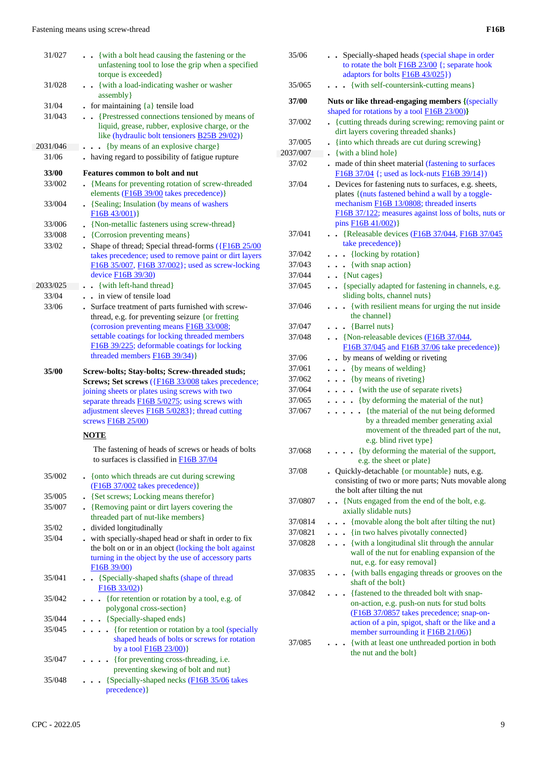| Code | Title |
|---|---|
| 31/027 | . . {with a bolt head causing the fastening or the unfastening tool to lose the grip when a specified torque is exceeded} |
| 31/028 | . . {with a load-indicating washer or washer assembly} |
| 31/04 | . for maintaining {a} tensile load |
| 31/043 | . . {Prestressed connections tensioned by means of liquid, grease, rubber, explosive charge, or the like (hydraulic bolt tensioners B25B 29/02)} |
| 2031/046 | . . . {by means of an explosive charge} |
| 31/06 | . having regard to possibility of fatigue rupture |
| **33/00** | **Features common to bolt and nut** |
| 33/002 | . {Means for preventing rotation of screw-threaded elements (F16B 39/00 takes precedence)} |
| 33/004 | . {Sealing; Insulation (by means of washers F16B 43/001)} |
| 33/006 | . {Non-metallic fasteners using screw-thread} |
| 33/008 | . {Corrosion preventing means} |
| 33/02 | . Shape of thread; Special thread-forms ({F16B 25/00 takes precedence; used to remove paint or dirt layers F16B 35/007, F16B 37/002}; used as screw-locking device F16B 39/30) |
| 2033/025 | . . {with left-hand thread} |
| 33/04 | . . in view of tensile load |
| 33/06 | . Surface treatment of parts furnished with screw-thread, e.g. for preventing seizure {or fretting (corrosion preventing means F16B 33/008; settable coatings for locking threaded members F16B 39/225; deformable coatings for locking threaded members F16B 39/34)} |
| **35/00** | **Screw-bolts; Stay-bolts; Screw-threaded studs; Screws; Set screws** ({F16B 33/008 takes precedence; joining sheets or plates using screws with two separate threads F16B 5/0275; using screws with adjustment sleeves F16B 5/0283}; thread cutting screws F16B 25/00) |
| | **NOTE**<br>The fastening of heads of screws or heads of bolts to surfaces is classified in F16B 37/04 |
| 35/002 | . {onto which threads are cut during screwing (F16B 37/002 takes precedence)} |
| 35/005 | . {Set screws; Locking means therefor} |
| 35/007 | . {Removing paint or dirt layers covering the threaded part of nut-like members} |
| 35/02 | . divided longitudinally |
| 35/04 | . with specially-shaped head or shaft in order to fix the bolt on or in an object (locking the bolt against turning in the object by the use of accessory parts F16B 39/00) |
| 35/041 | . . {Specially-shaped shafts (shape of thread F16B 33/02)} |
| 35/042 | . . . {for retention or rotation by a tool, e.g. of polygonal cross-section} |
| 35/044 | . . . {Specially-shaped ends} |
| 35/045 | . . . . {for retention or rotation by a tool (specially shaped heads of bolts or screws for rotation by a tool F16B 23/00)} |
| 35/047 | . . . . {for preventing cross-threading, i.e. preventing skewing of bolt and nut} |
| 35/048 | . . . {Specially-shaped necks (F16B 35/06 takes precedence)} |
| 35/06 | . . Specially-shaped heads (special shape in order to rotate the bolt F16B 23/00 {; separate hook adaptors for bolts F16B 43/025}) |
| 35/065 | . . . {with self-countersink-cutting means} |
| **37/00** | **Nuts or like thread-engaging members {**(specially shaped for rotations by a tool F16B 23/00)**}** |
| 37/002 | . {cutting threads during screwing; removing paint or dirt layers covering threaded shanks} |
| 37/005 | . {into which threads are cut during screwing} |
| 2037/007 | . {with a blind hole} |
| 37/02 | . made of thin sheet material (fastening to surfaces F16B 37/04 {; used as lock-nuts F16B 39/14}) |
| 37/04 | . Devices for fastening nuts to surfaces, e.g. sheets, plates {(nuts fastened behind a wall by a toggle-mechanism F16B 13/0808; threaded inserts F16B 37/122; measures against loss of bolts, nuts or pins F16B 41/002)} |
| 37/041 | . . {Releasable devices (F16B 37/044, F16B 37/045 take precedence)} |
| 37/042 | . . . {locking by rotation} |
| 37/043 | . . . {with snap action} |
| 37/044 | . . {Nut cages} |
| 37/045 | . . {specially adapted for fastening in channels, e.g. sliding bolts, channel nuts} |
| 37/046 | . . . {with resilient means for urging the nut inside the channel} |
| 37/047 | . . . {Barrel nuts} |
| 37/048 | . . {Non-releasable devices (F16B 37/044, F16B 37/045 and F16B 37/06 take precedence)} |
| 37/06 | . . by means of welding or riveting |
| 37/061 | . . . {by means of welding} |
| 37/062 | . . . {by means of riveting} |
| 37/064 | . . . . {with the use of separate rivets} |
| 37/065 | . . . . {by deforming the material of the nut} |
| 37/067 | . . . . . {the material of the nut being deformed by a threaded member generating axial movement of the threaded part of the nut, e.g. blind rivet type} |
| 37/068 | . . . . {by deforming the material of the support, e.g. the sheet or plate} |
| 37/08 | . Quickly-detachable {or mountable} nuts, e.g. consisting of two or more parts; Nuts movable along the bolt after tilting the nut |
| 37/0807 | . . {Nuts engaged from the end of the bolt, e.g. axially slidable nuts} |
| 37/0814 | . . . {movable along the bolt after tilting the nut} |
| 37/0821 | . . . {in two halves pivotally connected} |
| 37/0828 | . . . {with a longitudinal slit through the annular wall of the nut for enabling expansion of the nut, e.g. for easy removal} |
| 37/0835 | . . . {with balls engaging threads or grooves on the shaft of the bolt} |
| 37/0842 | . . . {fastened to the threaded bolt with snap-on-action, e.g. push-on nuts for stud bolts (F16B 37/0857 takes precedence; snap-on-action of a pin, spigot, shaft or the like and a member surrounding it F16B 21/06)} |
| 37/085 | . . . {with at least one unthreaded portion in both the nut and the bolt} |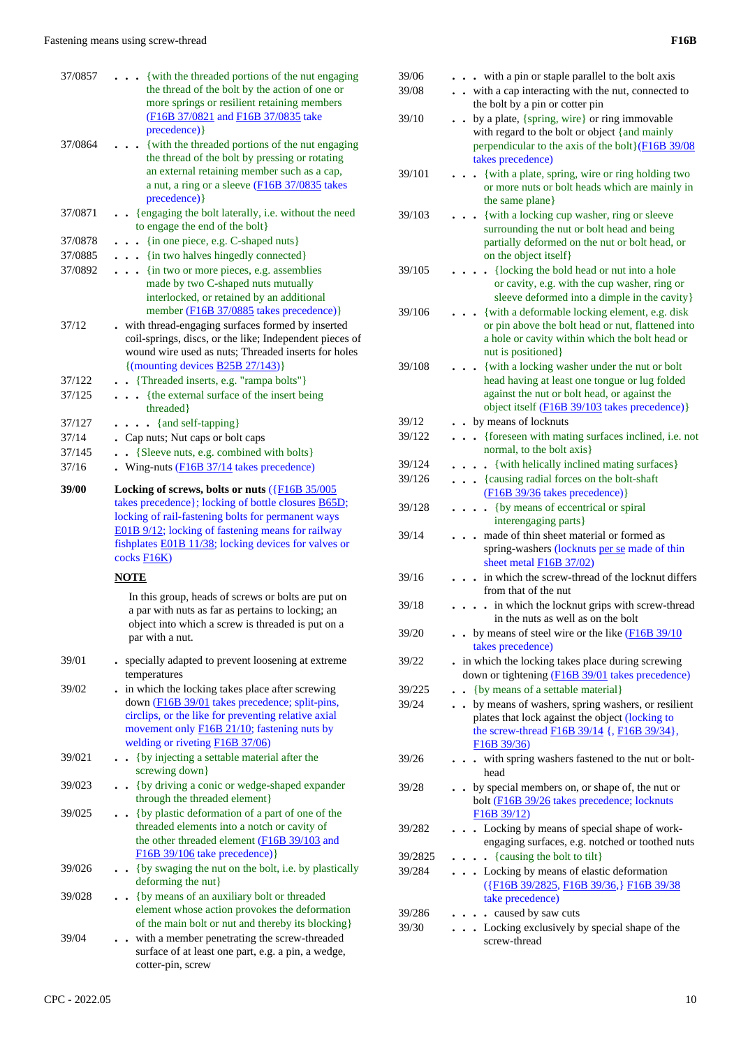| | |
|---|---|
| 37/0857 | . . . {with the threaded portions of the nut engaging the thread of the bolt by the action of one or more springs or resilient retaining members (F16B 37/0821 and F16B 37/0835 take precedence)} |
| 37/0864 | . . . {with the threaded portions of the nut engaging the thread of the bolt by pressing or rotating an external retaining member such as a cap, a nut, a ring or a sleeve (F16B 37/0835 takes precedence)} |
| 37/0871 | . . {engaging the bolt laterally, i.e. without the need to engage the end of the bolt} |
| 37/0878 | . . . {in one piece, e.g. C-shaped nuts} |
| 37/0885 | . . . {in two halves hingedly connected} |
| 37/0892 | . . . {in two or more pieces, e.g. assemblies made by two C-shaped nuts mutually interlocked, or retained by an additional member (F16B 37/0885 takes precedence)} |
| 37/12 | . with thread-engaging surfaces formed by inserted coil-springs, discs, or the like; Independent pieces of wound wire used as nuts; Threaded inserts for holes {(mounting devices B25B 27/143)} |
| 37/122 | . . {Threaded inserts, e.g. "rampa bolts"} |
| 37/125 | . . . {the external surface of the insert being threaded} |
| 37/127 | . . . . {and self-tapping} |
| 37/14 | . Cap nuts; Nut caps or bolt caps |
| 37/145 | . . {Sleeve nuts, e.g. combined with bolts} |
| 37/16 | . Wing-nuts (F16B 37/14 takes precedence) |
| **39/00** | **Locking of screws, bolts or nuts** ({F16B 35/005 takes precedence}; locking of bottle closures B65D; locking of rail-fastening bolts for permanent ways E01B 9/12; locking of fastening means for railway fishplates E01B 11/38; locking devices for valves or cocks F16K) |

**NOTE**

In this group, heads of screws or bolts are put on a par with nuts as far as pertains to locking; an object into which a screw is threaded is put on a par with a nut.

| | |
|---|---|
| 39/01 | . specially adapted to prevent loosening at extreme temperatures |
| 39/02 | . in which the locking takes place after screwing down (F16B 39/01 takes precedence; split-pins, circlips, or the like for preventing relative axial movement only F16B 21/10; fastening nuts by welding or riveting F16B 37/06) |
| 39/021 | . . {by injecting a settable material after the screwing down} |
| 39/023 | . . {by driving a conic or wedge-shaped expander through the threaded element} |
| 39/025 | . . {by plastic deformation of a part of one of the threaded elements into a notch or cavity of the other threaded element (F16B 39/103 and F16B 39/106 take precedence)} |
| 39/026 | . . {by swaging the nut on the bolt, i.e. by plastically deforming the nut} |
| 39/028 | . . {by means of an auxiliary bolt or threaded element whose action provokes the deformation of the main bolt or nut and thereby its blocking} |
| 39/04 | . . with a member penetrating the screw-threaded surface of at least one part, e.g. a pin, a wedge, cotter-pin, screw |
| 39/06 | . . . with a pin or staple parallel to the bolt axis |
| 39/08 | . . with a cap interacting with the nut, connected to the bolt by a pin or cotter pin |
| 39/10 | . . by a plate, {spring, wire} or ring immovable with regard to the bolt or object {and mainly perpendicular to the axis of the bolt}(F16B 39/08 takes precedence) |
| 39/101 | . . . {with a plate, spring, wire or ring holding two or more nuts or bolt heads which are mainly in the same plane} |
| 39/103 | . . . {with a locking cup washer, ring or sleeve surrounding the nut or bolt head and being partially deformed on the nut or bolt head, or on the object itself} |
| 39/105 | . . . . {locking the bold head or nut into a hole or cavity, e.g. with the cup washer, ring or sleeve deformed into a dimple in the cavity} |
| 39/106 | . . . {with a deformable locking element, e.g. disk or pin above the bolt head or nut, flattened into a hole or cavity within which the bolt head or nut is positioned} |
| 39/108 | . . . {with a locking washer under the nut or bolt head having at least one tongue or lug folded against the nut or bolt head, or against the object itself (F16B 39/103 takes precedence)} |
| 39/12 | . . by means of locknuts |
| 39/122 | . . . {foreseen with mating surfaces inclined, i.e. not normal, to the bolt axis} |
| 39/124 | . . . . {with helically inclined mating surfaces} |
| 39/126 | . . . {causing radial forces on the bolt-shaft (F16B 39/36 takes precedence)} |
| 39/128 | . . . . {by means of eccentrical or spiral interengaging parts} |
| 39/14 | . . . made of thin sheet material or formed as spring-washers (locknuts per se made of thin sheet metal F16B 37/02) |
| 39/16 | . . . in which the screw-thread of the locknut differs from that of the nut |
| 39/18 | . . . . in which the locknut grips with screw-thread in the nuts as well as on the bolt |
| 39/20 | . . by means of steel wire or the like (F16B 39/10 takes precedence) |
| 39/22 | . in which the locking takes place during screwing down or tightening (F16B 39/01 takes precedence) |
| 39/225 | . . {by means of a settable material} |
| 39/24 | . . by means of washers, spring washers, or resilient plates that lock against the object (locking to the screw-thread F16B 39/14 {, F16B 39/34}, F16B 39/36) |
| 39/26 | . . . with spring washers fastened to the nut or bolt-head |
| 39/28 | . . by special members on, or shape of, the nut or bolt (F16B 39/26 takes precedence; locknuts F16B 39/12) |
| 39/282 | . . . Locking by means of special shape of work-engaging surfaces, e.g. notched or toothed nuts |
| 39/2825 | . . . . {causing the bolt to tilt} |
| 39/284 | . . . Locking by means of elastic deformation ({F16B 39/2825, F16B 39/36,} F16B 39/38 take precedence) |
| 39/286 | . . . . caused by saw cuts |
| 39/30 | . . . Locking exclusively by special shape of the screw-thread |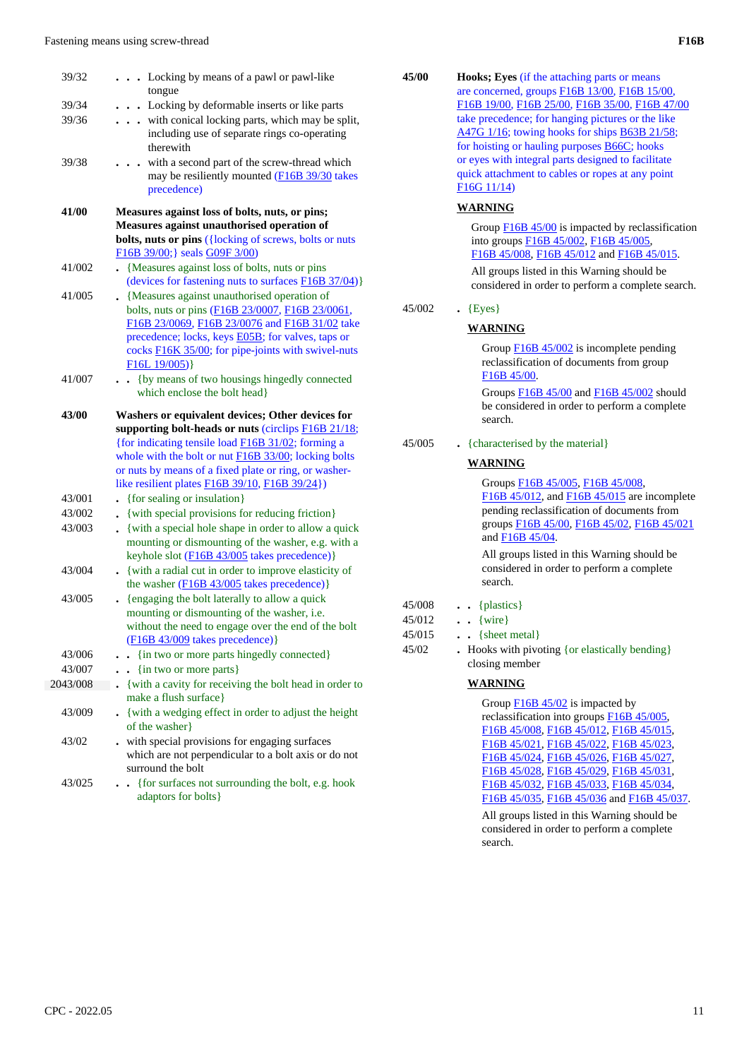| | |
|---|---|
| 39/32 | . . . Locking by means of a pawl or pawl-like tongue |
| 39/34 | . . . Locking by deformable inserts or like parts |
| 39/36 | . . . with conical locking parts, which may be split, including use of separate rings co-operating therewith |
| 39/38 | . . . with a second part of the screw-thread which may be resiliently mounted (F16B 39/30 takes precedence) |
| **41/00** | **Measures against loss of bolts, nuts, or pins; Measures against unauthorised operation of bolts, nuts or pins** ({locking of screws, bolts or nuts F16B 39/00;} seals G09F 3/00) |
| 41/002 | . {Measures against loss of bolts, nuts or pins (devices for fastening nuts to surfaces F16B 37/04)} |
| 41/005 | . {Measures against unauthorised operation of bolts, nuts or pins (F16B 23/0007, F16B 23/0061, F16B 23/0069, F16B 23/0076 and F16B 31/02 take precedence; locks, keys E05B; for valves, taps or cocks F16K 35/00; for pipe-joints with swivel-nuts F16L 19/005)} |
| 41/007 | . . {by means of two housings hingedly connected which enclose the bolt head} |
| **43/00** | **Washers or equivalent devices; Other devices for supporting bolt-heads or nuts** (circlips F16B 21/18; {for indicating tensile load F16B 31/02; forming a whole with the bolt or nut F16B 33/00; locking bolts or nuts by means of a fixed plate or ring, or washer-like resilient plates F16B 39/10, F16B 39/24}) |
| 43/001 | . {for sealing or insulation} |
| 43/002 | . {with special provisions for reducing friction} |
| 43/003 | . {with a special hole shape in order to allow a quick mounting or dismounting of the washer, e.g. with a keyhole slot (F16B 43/005 takes precedence)} |
| 43/004 | . {with a radial cut in order to improve elasticity of the washer (F16B 43/005 takes precedence)} |
| 43/005 | . {engaging the bolt laterally to allow a quick mounting or dismounting of the washer, i.e. without the need to engage over the end of the bolt (F16B 43/009 takes precedence)} |
| 43/006 | . . {in two or more parts hingedly connected} |
| 43/007 | . . {in two or more parts} |
| 43/008 | . {with a cavity for receiving the bolt head in order to make a flush surface} |
| 43/009 | . {with a wedging effect in order to adjust the height of the washer} |
| 43/02 | . with special provisions for engaging surfaces which are not perpendicular to a bolt axis or do not surround the bolt |
| 43/025 | . . {for surfaces not surrounding the bolt, e.g. hook adaptors for bolts} |
| **45/00** | **Hooks; Eyes** (if the attaching parts or means are concerned, groups F16B 13/00, F16B 15/00, F16B 19/00, F16B 25/00, F16B 35/00, F16B 47/00 take precedence; for hanging pictures or the like A47G 1/16; towing hooks for ships B63B 21/58; for hoisting or hauling purposes B66C; hooks or eyes with integral parts designed to facilitate quick attachment to cables or ropes at any point F16G 11/14) |

**WARNING**

Group F16B 45/00 is impacted by reclassification into groups F16B 45/002, F16B 45/005, F16B 45/008, F16B 45/012 and F16B 45/015.

All groups listed in this Warning should be considered in order to perform a complete search.

| | |
|---|---|
| 45/002 | . {Eyes} |

**WARNING**

Group F16B 45/002 is incomplete pending reclassification of documents from group F16B 45/00.

Groups F16B 45/00 and F16B 45/002 should be considered in order to perform a complete search.

| | |
|---|---|
| 45/005 | . {characterised by the material} |

**WARNING**

Groups F16B 45/005, F16B 45/008, F16B 45/012, and F16B 45/015 are incomplete pending reclassification of documents from groups F16B 45/00, F16B 45/02, F16B 45/021 and F16B 45/04.

All groups listed in this Warning should be considered in order to perform a complete search.

| | |
|---|---|
| 45/008 | . . {plastics} |
| 45/012 | . . {wire} |
| 45/015 | . . {sheet metal} |
| 45/02 | . Hooks with pivoting {or elastically bending} closing member |

**WARNING**

Group F16B 45/02 is impacted by reclassification into groups F16B 45/005, F16B 45/008, F16B 45/012, F16B 45/015, F16B 45/021, F16B 45/022, F16B 45/023, F16B 45/024, F16B 45/026, F16B 45/027, F16B 45/028, F16B 45/029, F16B 45/031, F16B 45/032, F16B 45/033, F16B 45/034, F16B 45/035, F16B 45/036 and F16B 45/037.

All groups listed in this Warning should be considered in order to perform a complete search.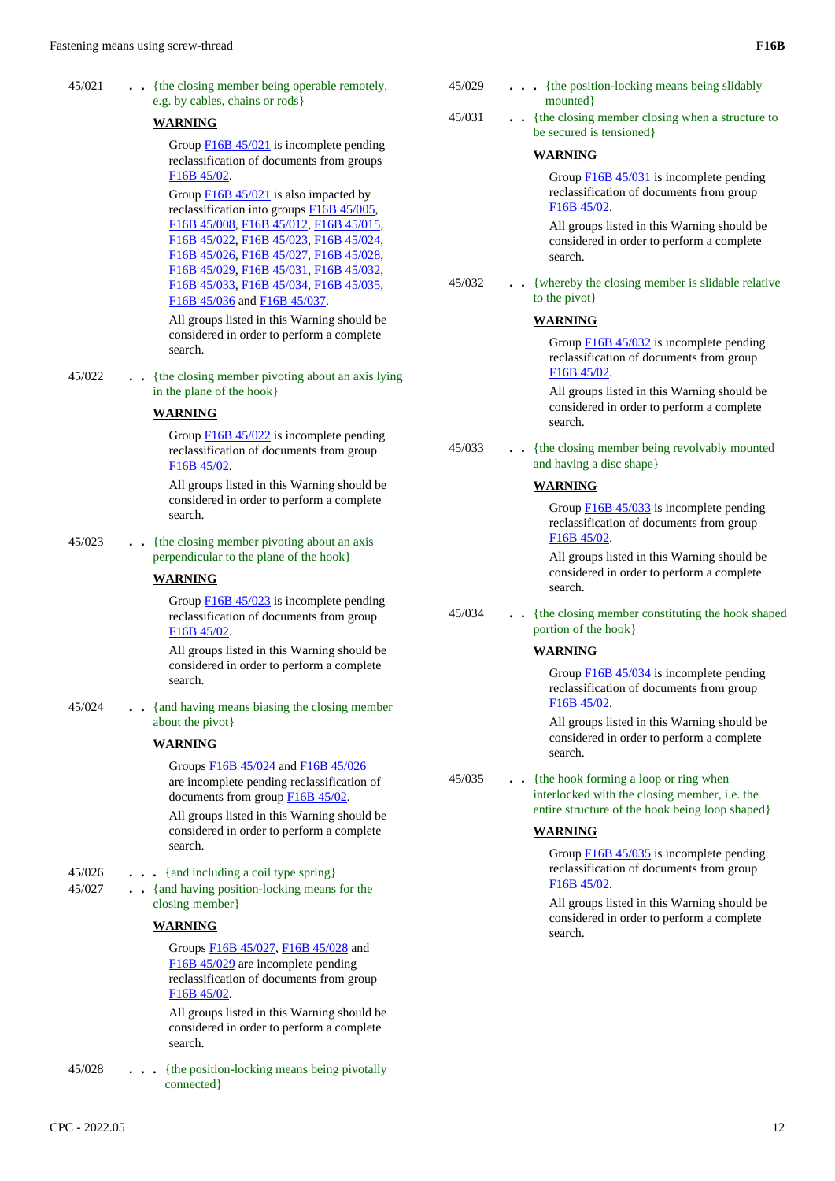45/021 . . {the closing member being operable remotely, e.g. by cables, chains or rods}

**WARNING**

Group F16B 45/021 is incomplete pending reclassification of documents from groups F16B 45/02.

Group F16B 45/021 is also impacted by reclassification into groups F16B 45/005, F16B 45/008, F16B 45/012, F16B 45/015, F16B 45/022, F16B 45/023, F16B 45/024, F16B 45/026, F16B 45/027, F16B 45/028, F16B 45/029, F16B 45/031, F16B 45/032, F16B 45/033, F16B 45/034, F16B 45/035, F16B 45/036 and F16B 45/037.

All groups listed in this Warning should be considered in order to perform a complete search.

45/022 . . {the closing member pivoting about an axis lying in the plane of the hook}

**WARNING**

Group F16B 45/022 is incomplete pending reclassification of documents from group F16B 45/02.

All groups listed in this Warning should be considered in order to perform a complete search.

45/023 . . {the closing member pivoting about an axis perpendicular to the plane of the hook}

**WARNING**

Group F16B 45/023 is incomplete pending reclassification of documents from group F16B 45/02.

All groups listed in this Warning should be considered in order to perform a complete search.

45/024 . . {and having means biasing the closing member about the pivot}

**WARNING**

Groups F16B 45/024 and F16B 45/026 are incomplete pending reclassification of documents from group F16B 45/02.

All groups listed in this Warning should be considered in order to perform a complete search.

45/026 . . . {and including a coil type spring}

45/027 . . {and having position-locking means for the closing member}

**WARNING**

Groups F16B 45/027, F16B 45/028 and F16B 45/029 are incomplete pending reclassification of documents from group F16B 45/02.

All groups listed in this Warning should be considered in order to perform a complete search.

45/028 . . . {the position-locking means being pivotally connected}

45/029 . . . {the position-locking means being slidably mounted}

45/031 . . {the closing member closing when a structure to be secured is tensioned}

**WARNING**

Group F16B 45/031 is incomplete pending reclassification of documents from group F16B 45/02.

All groups listed in this Warning should be considered in order to perform a complete search.

45/032 . . {whereby the closing member is slidable relative to the pivot}

**WARNING**

Group F16B 45/032 is incomplete pending reclassification of documents from group F16B 45/02.

All groups listed in this Warning should be considered in order to perform a complete search.

45/033 . . {the closing member being revolvably mounted and having a disc shape}

**WARNING**

Group F16B 45/033 is incomplete pending reclassification of documents from group F16B 45/02.

All groups listed in this Warning should be considered in order to perform a complete search.

45/034 . . {the closing member constituting the hook shaped portion of the hook}

**WARNING**

Group F16B 45/034 is incomplete pending reclassification of documents from group F16B 45/02.

All groups listed in this Warning should be considered in order to perform a complete search.

45/035 . . {the hook forming a loop or ring when interlocked with the closing member, i.e. the entire structure of the hook being loop shaped}

**WARNING**

Group F16B 45/035 is incomplete pending reclassification of documents from group F16B 45/02.

All groups listed in this Warning should be considered in order to perform a complete search.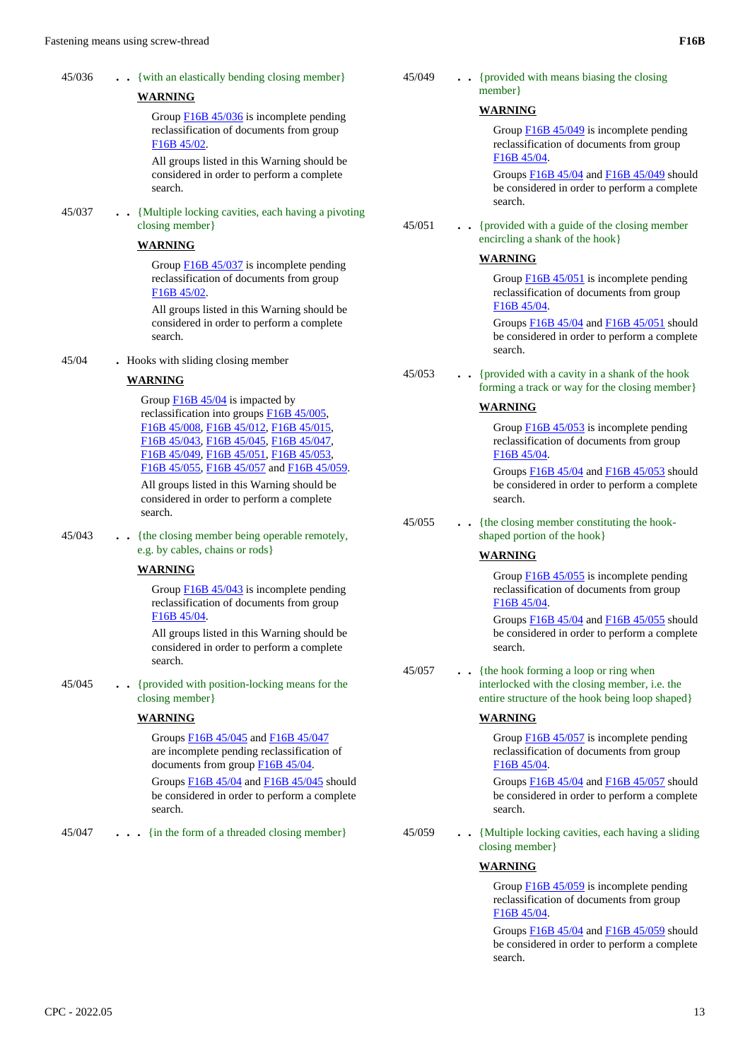45/036 . . {with an elastically bending closing member}

**WARNING**

Group F16B 45/036 is incomplete pending reclassification of documents from group F16B 45/02.

All groups listed in this Warning should be considered in order to perform a complete search.

45/037 . . {Multiple locking cavities, each having a pivoting closing member}

**WARNING**

Group F16B 45/037 is incomplete pending reclassification of documents from group F16B 45/02.

All groups listed in this Warning should be considered in order to perform a complete search.

45/04 . Hooks with sliding closing member

**WARNING**

Group F16B 45/04 is impacted by reclassification into groups F16B 45/005, F16B 45/008, F16B 45/012, F16B 45/015, F16B 45/043, F16B 45/045, F16B 45/047, F16B 45/049, F16B 45/051, F16B 45/053, F16B 45/055, F16B 45/057 and F16B 45/059.

All groups listed in this Warning should be considered in order to perform a complete search.

45/043 . . {the closing member being operable remotely, e.g. by cables, chains or rods}

**WARNING**

Group F16B 45/043 is incomplete pending reclassification of documents from group F16B 45/04.

All groups listed in this Warning should be considered in order to perform a complete search.

45/045 . . {provided with position-locking means for the closing member}

**WARNING**

Groups F16B 45/045 and F16B 45/047 are incomplete pending reclassification of documents from group F16B 45/04.

Groups F16B 45/04 and F16B 45/045 should be considered in order to perform a complete search.

45/047 . . . {in the form of a threaded closing member}

45/049 . . {provided with means biasing the closing member}

**WARNING**

Group F16B 45/049 is incomplete pending reclassification of documents from group F16B 45/04.

Groups F16B 45/04 and F16B 45/049 should be considered in order to perform a complete search.

45/051 . . {provided with a guide of the closing member encircling a shank of the hook}

**WARNING**

Group F16B 45/051 is incomplete pending reclassification of documents from group F16B 45/04.

Groups F16B 45/04 and F16B 45/051 should be considered in order to perform a complete search.

45/053 . . {provided with a cavity in a shank of the hook forming a track or way for the closing member}

**WARNING**

Group F16B 45/053 is incomplete pending reclassification of documents from group F16B 45/04.

Groups F16B 45/04 and F16B 45/053 should be considered in order to perform a complete search.

45/055 . . {the closing member constituting the hook-shaped portion of the hook}

**WARNING**

Group F16B 45/055 is incomplete pending reclassification of documents from group F16B 45/04.

Groups F16B 45/04 and F16B 45/055 should be considered in order to perform a complete search.

45/057 . . {the hook forming a loop or ring when interlocked with the closing member, i.e. the entire structure of the hook being loop shaped}

**WARNING**

Group F16B 45/057 is incomplete pending reclassification of documents from group F16B 45/04.

Groups F16B 45/04 and F16B 45/057 should be considered in order to perform a complete search.

45/059 . . {Multiple locking cavities, each having a sliding closing member}

**WARNING**

Group F16B 45/059 is incomplete pending reclassification of documents from group F16B 45/04.

Groups F16B 45/04 and F16B 45/059 should be considered in order to perform a complete search.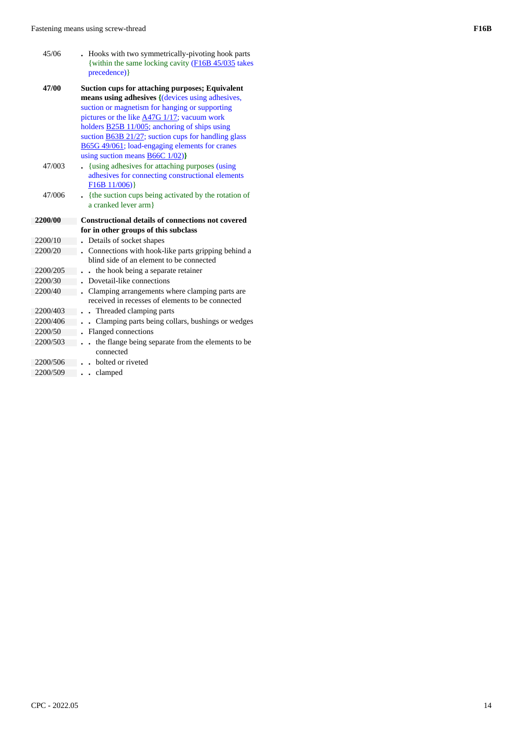| | |
|---|---|
| 45/06 | . Hooks with two symmetrically-pivoting hook parts {within the same locking cavity (F16B 45/035 takes precedence)} |
| **47/00** | **Suction cups for attaching purposes; Equivalent means using adhesives** {(devices using adhesives, suction or magnetism for hanging or supporting pictures or the like A47G 1/17; vacuum work holders B25B 11/005; anchoring of ships using suction B63B 21/27; suction cups for handling glass B65G 49/061; load-engaging elements for cranes using suction means B66C 1/02)} |
| 47/003 | . {using adhesives for attaching purposes (using adhesives for connecting constructional elements F16B 11/006)} |
| 47/006 | . {the suction cups being activated by the rotation of a cranked lever arm} |
| **2200/00** | **Constructional details of connections not covered for in other groups of this subclass** |
| 2200/10 | . Details of socket shapes |
| 2200/20 | . Connections with hook-like parts gripping behind a blind side of an element to be connected |
| 2200/205 | . . the hook being a separate retainer |
| 2200/30 | . Dovetail-like connections |
| 2200/40 | . Clamping arrangements where clamping parts are received in recesses of elements to be connected |
| 2200/403 | . . Threaded clamping parts |
| 2200/406 | . . Clamping parts being collars, bushings or wedges |
| 2200/50 | . Flanged connections |
| 2200/503 | . . the flange being separate from the elements to be connected |
| 2200/506 | . . bolted or riveted |
| 2200/509 | . . clamped |